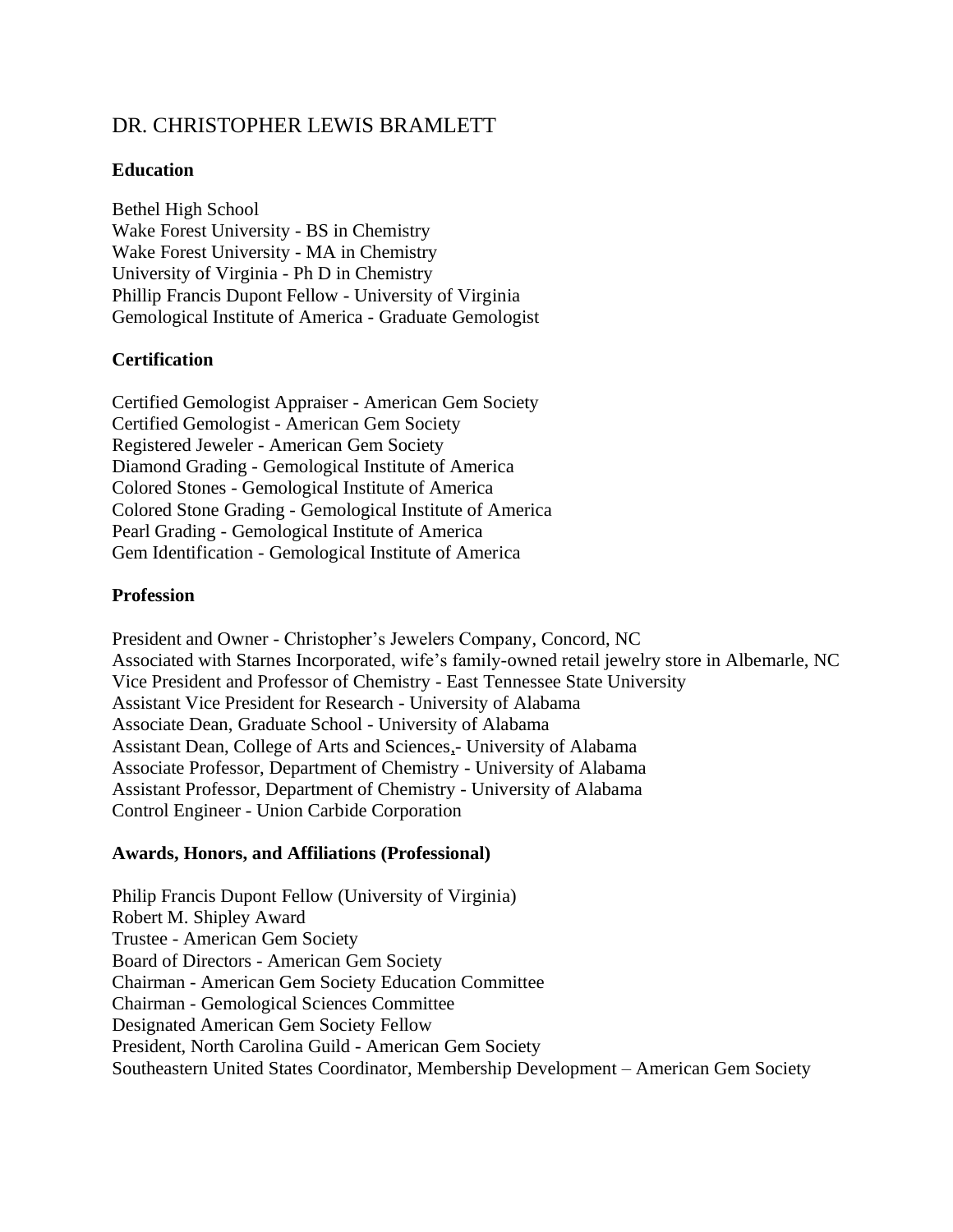# DR. CHRISTOPHER LEWIS BRAMLETT

## Education

Bethel High School
Wake Forest University - BS in Chemistry
Wake Forest University - MA in Chemistry
University of Virginia - Ph D in Chemistry
Phillip Francis Dupont Fellow - University of Virginia
Gemological Institute of America - Graduate Gemologist

## Certification

Certified Gemologist Appraiser - American Gem Society
Certified Gemologist - American Gem Society
Registered Jeweler - American Gem Society
Diamond Grading - Gemological Institute of America
Colored Stones - Gemological Institute of America
Colored Stone Grading - Gemological Institute of America
Pearl Grading - Gemological Institute of America
Gem Identification - Gemological Institute of America

## Profession

President and Owner - Christopher's Jewelers Company, Concord, NC
Associated with Starnes Incorporated, wife's family-owned retail jewelry store in Albemarle, NC
Vice President and Professor of Chemistry - East Tennessee State University
Assistant Vice President for Research - University of Alabama
Associate Dean, Graduate School - University of Alabama
Assistant Dean, College of Arts and Sciences,- University of Alabama
Associate Professor, Department of Chemistry - University of Alabama
Assistant Professor, Department of Chemistry - University of Alabama
Control Engineer - Union Carbide Corporation

## Awards, Honors, and Affiliations (Professional)

Philip Francis Dupont Fellow (University of Virginia)
Robert M. Shipley Award
Trustee - American Gem Society
Board of Directors - American Gem Society
Chairman - American Gem Society Education Committee
Chairman - Gemological Sciences Committee
Designated American Gem Society Fellow
President, North Carolina Guild - American Gem Society
Southeastern United States Coordinator, Membership Development – American Gem Society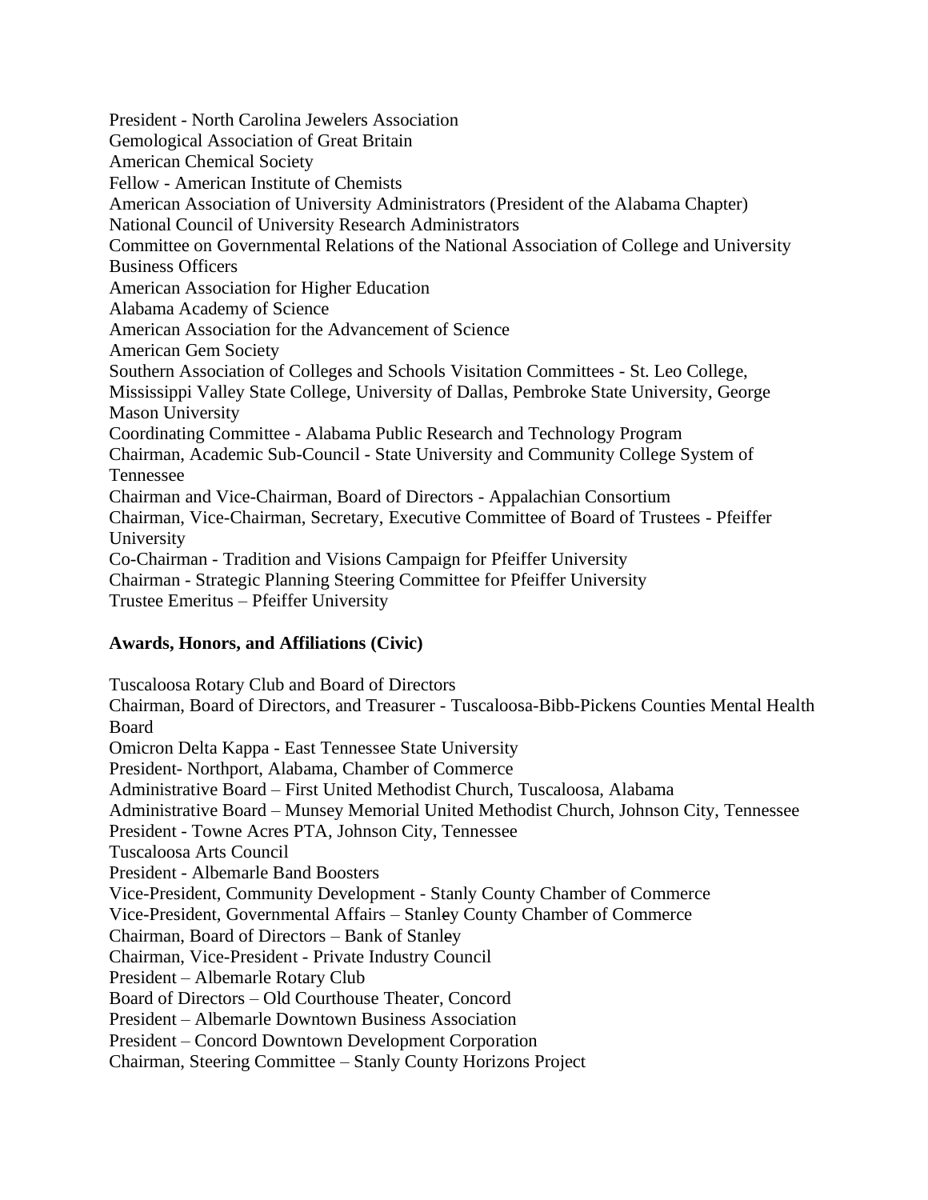President - North Carolina Jewelers Association
Gemological Association of Great Britain
American Chemical Society
Fellow - American Institute of Chemists
American Association of University Administrators (President of the Alabama Chapter)
National Council of University Research Administrators
Committee on Governmental Relations of the National Association of College and University Business Officers
American Association for Higher Education
Alabama Academy of Science
American Association for the Advancement of Science
American Gem Society
Southern Association of Colleges and Schools Visitation Committees - St. Leo College, Mississippi Valley State College, University of Dallas, Pembroke State University, George Mason University
Coordinating Committee - Alabama Public Research and Technology Program
Chairman, Academic Sub-Council - State University and Community College System of Tennessee
Chairman and Vice-Chairman, Board of Directors - Appalachian Consortium
Chairman, Vice-Chairman, Secretary, Executive Committee of Board of Trustees - Pfeiffer University
Co-Chairman - Tradition and Visions Campaign for Pfeiffer University
Chairman - Strategic Planning Steering Committee for Pfeiffer University
Trustee Emeritus – Pfeiffer University

**Awards, Honors, and Affiliations (Civic)**

Tuscaloosa Rotary Club and Board of Directors
Chairman, Board of Directors, and Treasurer - Tuscaloosa-Bibb-Pickens Counties Mental Health Board
Omicron Delta Kappa - East Tennessee State University
President- Northport, Alabama, Chamber of Commerce
Administrative Board – First United Methodist Church, Tuscaloosa, Alabama
Administrative Board – Munsey Memorial United Methodist Church, Johnson City, Tennessee
President - Towne Acres PTA, Johnson City, Tennessee
Tuscaloosa Arts Council
President - Albemarle Band Boosters
Vice-President, Community Development - Stanly County Chamber of Commerce
Vice-President, Governmental Affairs – Stanley County Chamber of Commerce
Chairman, Board of Directors – Bank of Stanley
Chairman, Vice-President - Private Industry Council
President – Albemarle Rotary Club
Board of Directors – Old Courthouse Theater, Concord
President – Albemarle Downtown Business Association
President – Concord Downtown Development Corporation
Chairman, Steering Committee – Stanly County Horizons Project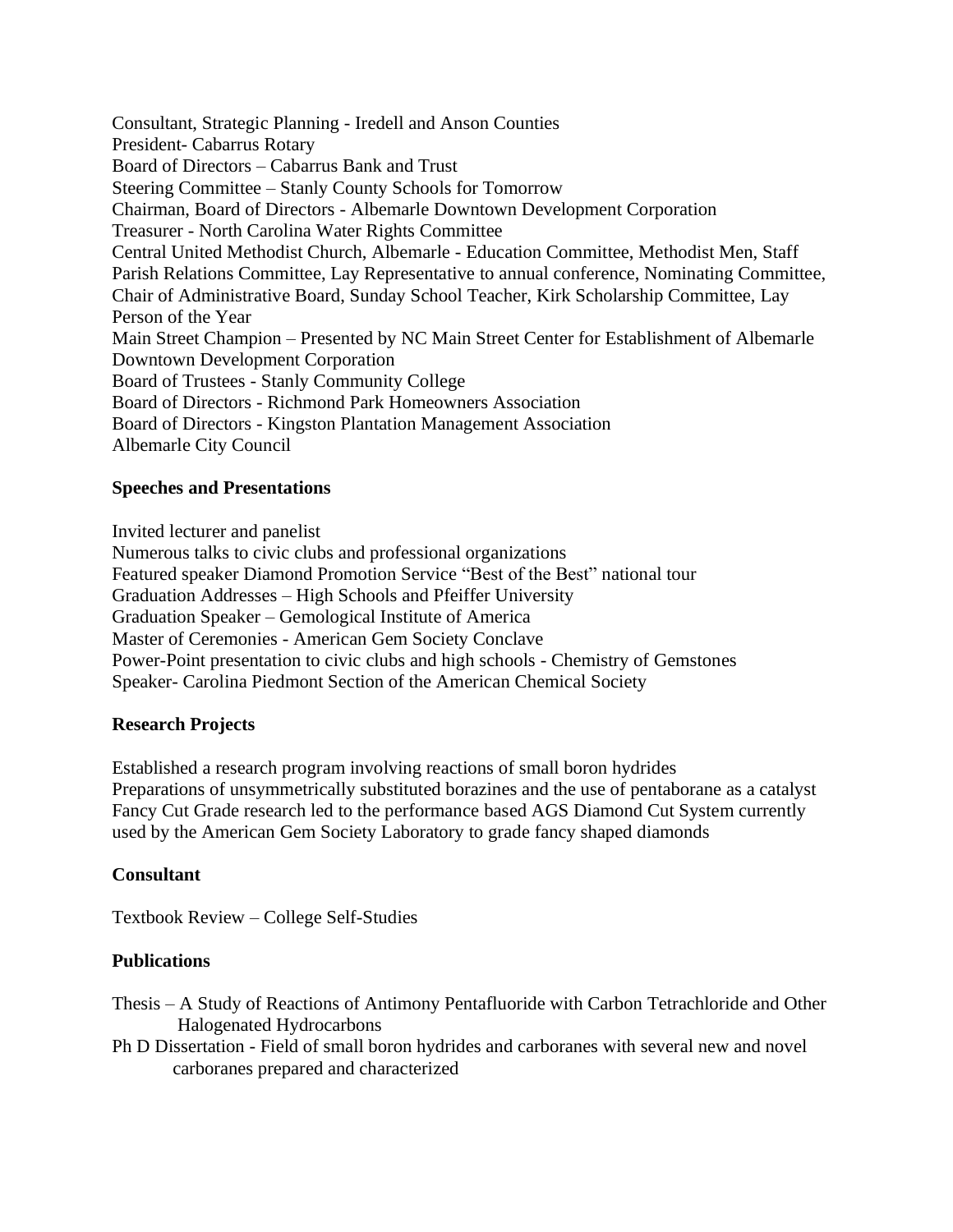Consultant, Strategic Planning - Iredell and Anson Counties
President- Cabarrus Rotary
Board of Directors – Cabarrus Bank and Trust
Steering Committee – Stanly County Schools for Tomorrow
Chairman, Board of Directors - Albemarle Downtown Development Corporation
Treasurer - North Carolina Water Rights Committee
Central United Methodist Church, Albemarle - Education Committee, Methodist Men, Staff Parish Relations Committee, Lay Representative to annual conference, Nominating Committee, Chair of Administrative Board, Sunday School Teacher, Kirk Scholarship Committee, Lay Person of the Year
Main Street Champion – Presented by NC Main Street Center for Establishment of Albemarle Downtown Development Corporation
Board of Trustees - Stanly Community College
Board of Directors - Richmond Park Homeowners Association
Board of Directors - Kingston Plantation Management Association
Albemarle City Council

**Speeches and Presentations**

Invited lecturer and panelist
Numerous talks to civic clubs and professional organizations
Featured speaker Diamond Promotion Service "Best of the Best" national tour
Graduation Addresses – High Schools and Pfeiffer University
Graduation Speaker – Gemological Institute of America
Master of Ceremonies - American Gem Society Conclave
Power-Point presentation to civic clubs and high schools - Chemistry of Gemstones
Speaker- Carolina Piedmont Section of the American Chemical Society

**Research Projects**

Established a research program involving reactions of small boron hydrides
Preparations of unsymmetrically substituted borazines and the use of pentaborane as a catalyst
Fancy Cut Grade research led to the performance based AGS Diamond Cut System currently used by the American Gem Society Laboratory to grade fancy shaped diamonds

**Consultant**

Textbook Review – College Self-Studies

**Publications**

Thesis – A Study of Reactions of Antimony Pentafluoride with Carbon Tetrachloride and Other Halogenated Hydrocarbons
Ph D Dissertation - Field of small boron hydrides and carboranes with several new and novel carboranes prepared and characterized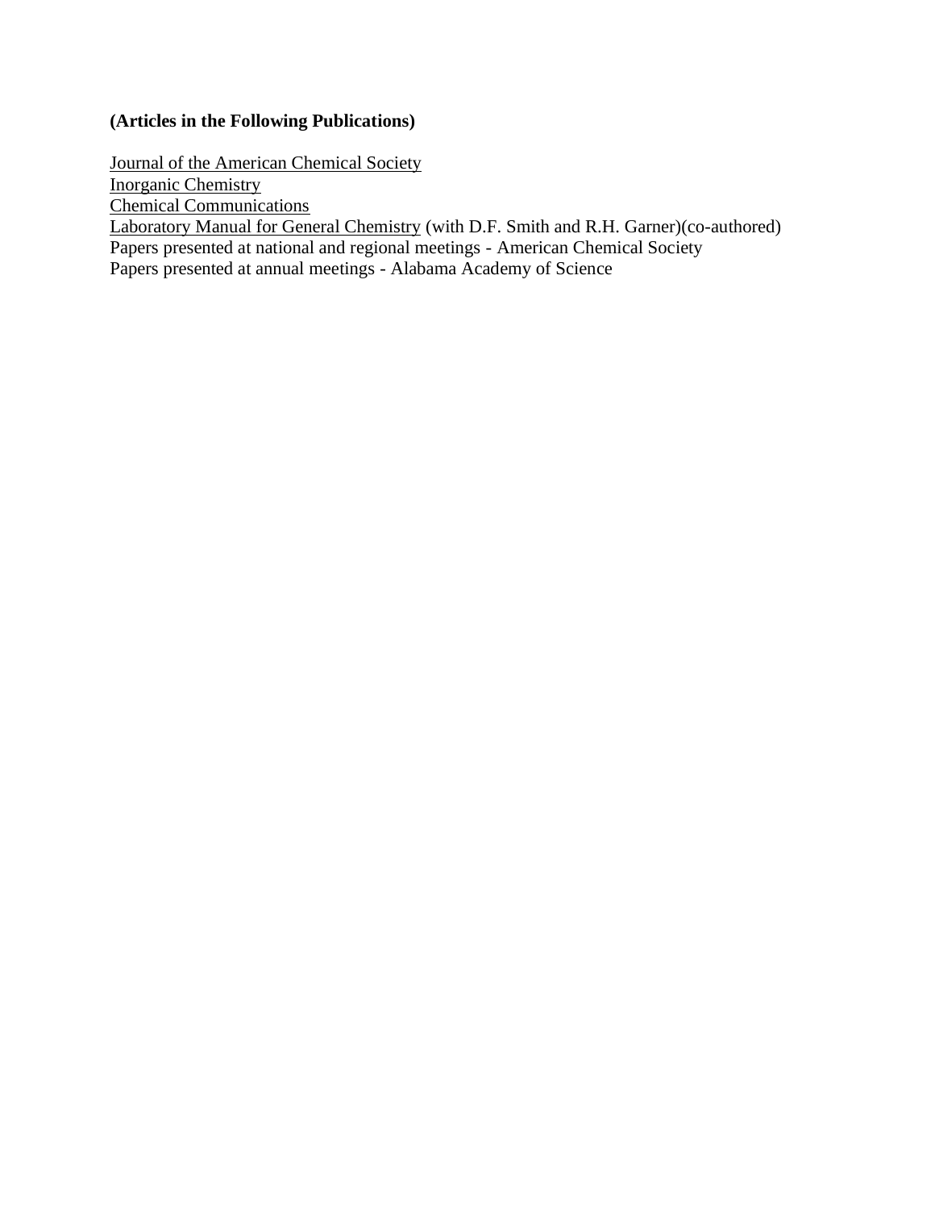**(Articles in the Following Publications)**

Journal of the American Chemical Society
Inorganic Chemistry
Chemical Communications
Laboratory Manual for General Chemistry (with D.F. Smith and R.H. Garner)(co-authored)
Papers presented at national and regional meetings - American Chemical Society
Papers presented at annual meetings - Alabama Academy of Science